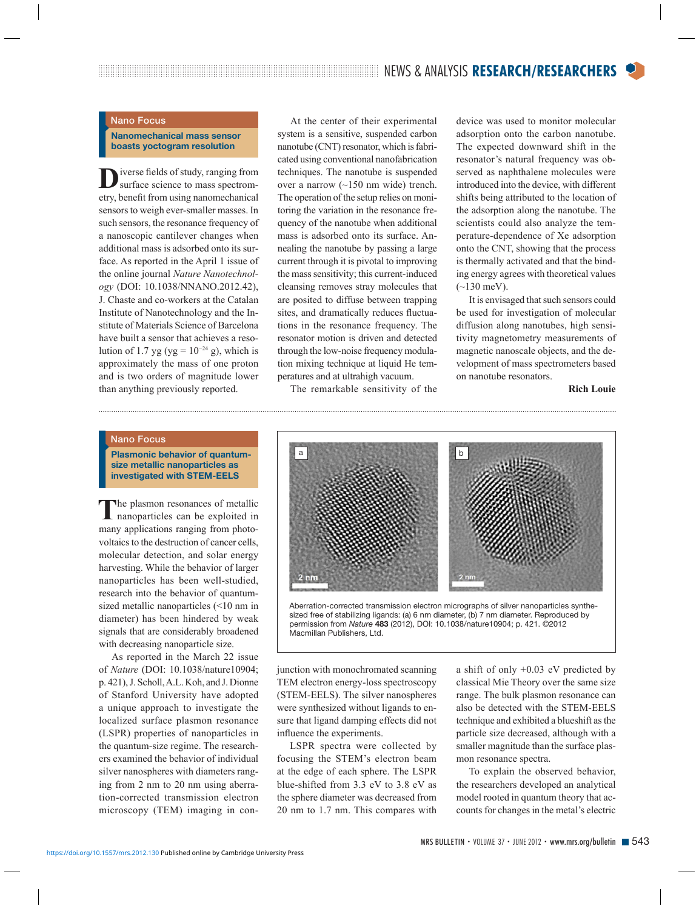## Nano Focus

### Nanomechanical mass sensor boasts yoctogram resolution

Diverse fields of study, ranging from surface science to mass spectrometry, benefit from using nanomechanical sensors to weigh ever-smaller masses. In such sensors, the resonance frequency of a nanoscopic cantilever changes when additional mass is adsorbed onto its surface. As reported in the April 1 issue of the online journal *Nature Nanotechnology* (DOI: 10.1038/NNANO.2012.42), J. Chaste and co-workers at the Catalan Institute of Nanotechnology and the Institute of Materials Science of Barcelona have built a sensor that achieves a resolution of 1.7 yg (yg = $10^{-24}$ g), which is approximately the mass of one proton and is two orders of magnitude lower than anything previously reported.

At the center of their experimental system is a sensitive, suspended carbon nanotube (CNT) resonator, which is fabricated using conventional nanofabrication techniques. The nanotube is suspended over a narrow (~150 nm wide) trench. The operation of the setup relies on monitoring the variation in the resonance frequency of the nanotube when additional mass is adsorbed onto its surface. Annealing the nanotube by passing a large current through it is pivotal to improving the mass sensitivity; this current-induced cleansing removes stray molecules that are posited to diffuse between trapping sites, and dramatically reduces fluctuations in the resonance frequency. The resonator motion is driven and detected through the low-noise frequency modulation mixing technique at liquid He temperatures and at ultrahigh vacuum.

The remarkable sensitivity of the device was used to monitor molecular adsorption onto the carbon nanotube. The expected downward shift in the resonator's natural frequency was observed as naphthalene molecules were introduced into the device, with different shifts being attributed to the location of the adsorption along the nanotube. The scientists could also analyze the temperature-dependence of Xe adsorption onto the CNT, showing that the process is thermally activated and that the binding energy agrees with theoretical values (~130 meV).

It is envisaged that such sensors could be used for investigation of molecular diffusion along nanotubes, high sensitivity magnetometry measurements of magnetic nanoscale objects, and the development of mass spectrometers based on nanotube resonators.

**Rich Louie**

---

## Nano Focus

### Plasmonic behavior of quantum-size metallic nanoparticles as investigated with STEM-EELS

The plasmon resonances of metallic nanoparticles can be exploited in many applications ranging from photovoltaics to the destruction of cancer cells, molecular detection, and solar energy harvesting. While the behavior of larger nanoparticles has been well-studied, research into the behavior of quantum-sized metallic nanoparticles (<10 nm in diameter) has been hindered by weak signals that are considerably broadened with decreasing nanoparticle size.

As reported in the March 22 issue of *Nature* (DOI: 10.1038/nature10904; p. 421), J. Scholl, A.L. Koh, and J. Dionne of Stanford University have adopted a unique approach to investigate the localized surface plasmon resonance (LSPR) properties of nanoparticles in the quantum-size regime. The researchers examined the behavior of individual silver nanospheres with diameters ranging from 2 nm to 20 nm using aberration-corrected transmission electron microscopy (TEM) imaging in conjunction with monochromated scanning TEM electron energy-loss spectroscopy (STEM-EELS). The silver nanospheres were synthesized without ligands to ensure that ligand damping effects did not influence the experiments.

a
2 nm

b
2 nm

Aberration-corrected transmission electron micrographs of silver nanoparticles synthesized free of stabilizing ligands: (a) 6 nm diameter, (b) 7 nm diameter. Reproduced by permission from *Nature* **483** (2012), DOI: 10.1038/nature10904; p. 421. ©2012 Macmillan Publishers, Ltd.

LSPR spectra were collected by focusing the STEM's electron beam at the edge of each sphere. The LSPR blue-shifted from 3.3 eV to 3.8 eV as the sphere diameter was decreased from 20 nm to 1.7 nm. This compares with a shift of only +0.03 eV predicted by classical Mie Theory over the same size range. The bulk plasmon resonance can also be detected with the STEM-EELS technique and exhibited a blueshift as the particle size decreased, although with a smaller magnitude than the surface plasmon resonance spectra.

To explain the observed behavior, the researchers developed an analytical model rooted in quantum theory that accounts for changes in the metal's electric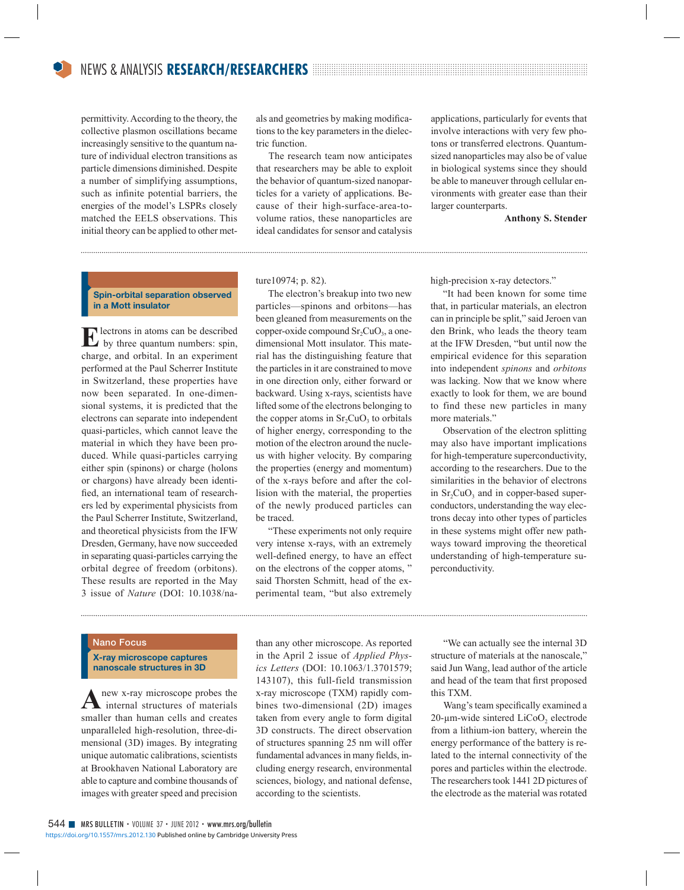permittivity. According to the theory, the collective plasmon oscillations became increasingly sensitive to the quantum nature of individual electron transitions as particle dimensions diminished. Despite a number of simplifying assumptions, such as infinite potential barriers, the energies of the model's LSPRs closely matched the EELS observations. This initial theory can be applied to other metals and geometries by making modifications to the key parameters in the dielectric function.

The research team now anticipates that researchers may be able to exploit the behavior of quantum-sized nanoparticles for a variety of applications. Because of their high-surface-area-to-volume ratios, these nanoparticles are ideal candidates for sensor and catalysis applications, particularly for events that involve interactions with very few photons or transferred electrons. Quantum-sized nanoparticles may also be of value in biological systems since they should be able to maneuver through cellular environments with greater ease than their larger counterparts.

**Anthony S. Stender**

---

## Spin-orbital separation observed in a Mott insulator

Electrons in atoms can be described by three quantum numbers: spin, charge, and orbital. In an experiment performed at the Paul Scherrer Institute in Switzerland, these properties have now been separated. In one-dimensional systems, it is predicted that the electrons can separate into independent quasi-particles, which cannot leave the material in which they have been produced. While quasi-particles carrying either spin (spinons) or charge (holons or chargons) have already been identified, an international team of researchers led by experimental physicists from the Paul Scherrer Institute, Switzerland, and theoretical physicists from the IFW Dresden, Germany, have now succeeded in separating quasi-particles carrying the orbital degree of freedom (orbitons). These results are reported in the May 3 issue of *Nature* (DOI: 10.1038/nature10974; p. 82).

The electron's breakup into two new particles—spinons and orbitons—has been gleaned from measurements on the copper-oxide compound $Sr_2CuO_3$, a one-dimensional Mott insulator. This material has the distinguishing feature that the particles in it are constrained to move in one direction only, either forward or backward. Using x-rays, scientists have lifted some of the electrons belonging to the copper atoms in $Sr_2CuO_3$ to orbitals of higher energy, corresponding to the motion of the electron around the nucleus with higher velocity. By comparing the properties (energy and momentum) of the x-rays before and after the collision with the material, the properties of the newly produced particles can be traced.

"These experiments not only require very intense x-rays, with an extremely well-defined energy, to have an effect on the electrons of the copper atoms, " said Thorsten Schmitt, head of the experimental team, "but also extremely high-precision x-ray detectors."

"It had been known for some time that, in particular materials, an electron can in principle be split," said Jeroen van den Brink, who leads the theory team at the IFW Dresden, "but until now the empirical evidence for this separation into independent *spinons* and *orbitons* was lacking. Now that we know where exactly to look for them, we are bound to find these new particles in many more materials."

Observation of the electron splitting may also have important implications for high-temperature superconductivity, according to the researchers. Due to the similarities in the behavior of electrons in $Sr_2CuO_3$ and in copper-based superconductors, understanding the way electrons decay into other types of particles in these systems might offer new pathways toward improving the theoretical understanding of high-temperature superconductivity.

---

Nano Focus

## X-ray microscope captures nanoscale structures in 3D

A new x-ray microscope probes the internal structures of materials smaller than human cells and creates unparalleled high-resolution, three-dimensional (3D) images. By integrating unique automatic calibrations, scientists at Brookhaven National Laboratory are able to capture and combine thousands of images with greater speed and precision than any other microscope. As reported in the April 2 issue of *Applied Physics Letters* (DOI: 10.1063/1.3701579; 143107), this full-field transmission x-ray microscope (TXM) rapidly combines two-dimensional (2D) images taken from every angle to form digital 3D constructs. The direct observation of structures spanning 25 nm will offer fundamental advances in many fields, including energy research, environmental sciences, biology, and national defense, according to the scientists.

"We can actually see the internal 3D structure of materials at the nanoscale," said Jun Wang, lead author of the article and head of the team that first proposed this TXM.

Wang's team specifically examined a 20-µm-wide sintered $LiCoO_2$ electrode from a lithium-ion battery, wherein the energy performance of the battery is related to the internal connectivity of the pores and particles within the electrode. The researchers took 1441 2D pictures of the electrode as the material was rotated